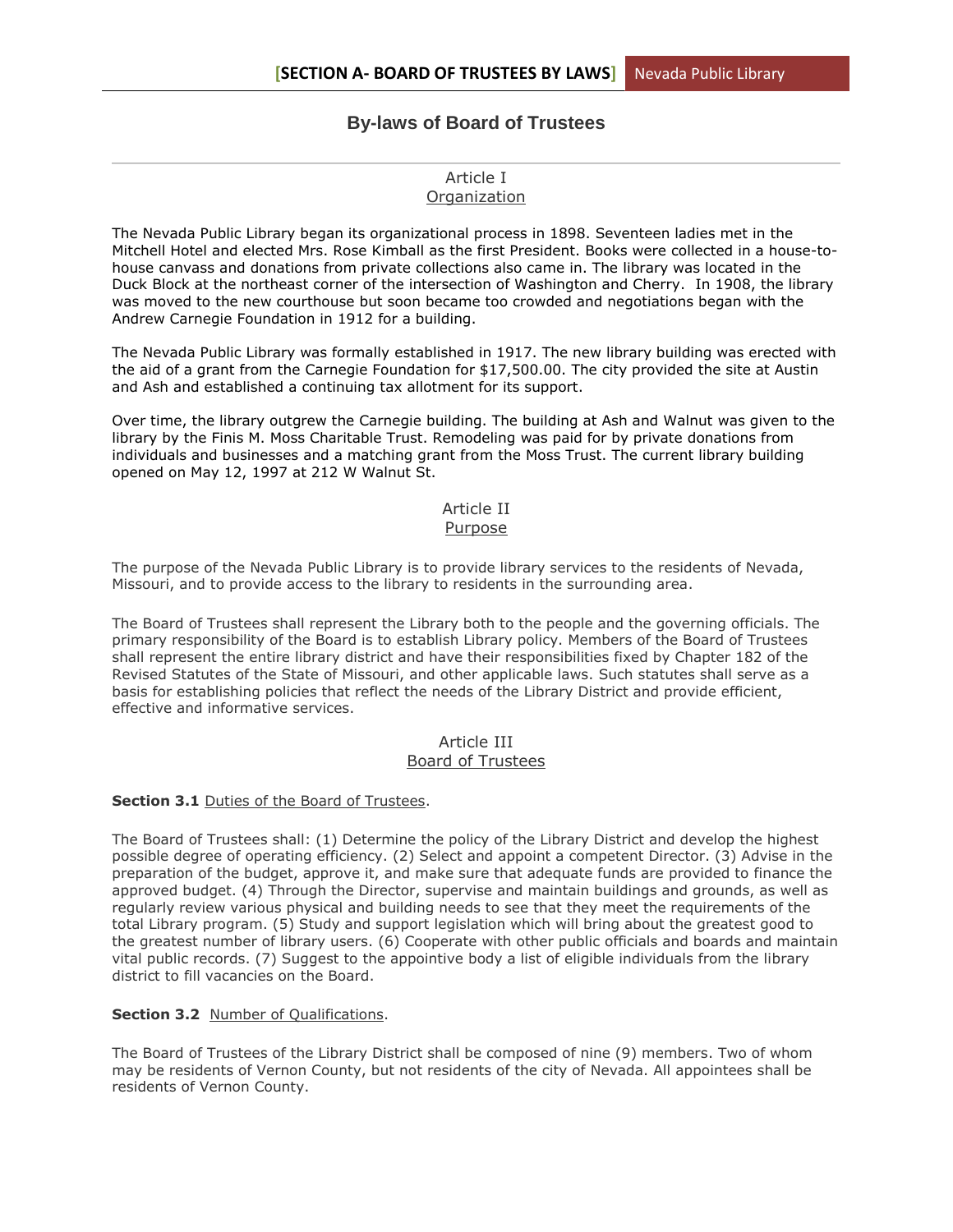# By-laws of Board of Trustees

## Article I
## Organization

The Nevada Public Library began its organizational process in 1898. Seventeen ladies met in the Mitchell Hotel and elected Mrs. Rose Kimball as the first President. Books were collected in a house-to-house canvass and donations from private collections also came in. The library was located in the Duck Block at the northeast corner of the intersection of Washington and Cherry. In 1908, the library was moved to the new courthouse but soon became too crowded and negotiations began with the Andrew Carnegie Foundation in 1912 for a building.

The Nevada Public Library was formally established in 1917. The new library building was erected with the aid of a grant from the Carnegie Foundation for $17,500.00. The city provided the site at Austin and Ash and established a continuing tax allotment for its support.

Over time, the library outgrew the Carnegie building. The building at Ash and Walnut was given to the library by the Finis M. Moss Charitable Trust. Remodeling was paid for by private donations from individuals and businesses and a matching grant from the Moss Trust. The current library building opened on May 12, 1997 at 212 W Walnut St.

## Article II
## Purpose

The purpose of the Nevada Public Library is to provide library services to the residents of Nevada, Missouri, and to provide access to the library to residents in the surrounding area.

The Board of Trustees shall represent the Library both to the people and the governing officials. The primary responsibility of the Board is to establish Library policy. Members of the Board of Trustees shall represent the entire library district and have their responsibilities fixed by Chapter 182 of the Revised Statutes of the State of Missouri, and other applicable laws. Such statutes shall serve as a basis for establishing policies that reflect the needs of the Library District and provide efficient, effective and informative services.

## Article III
## Board of Trustees

**Section 3.1** Duties of the Board of Trustees.

The Board of Trustees shall: (1) Determine the policy of the Library District and develop the highest possible degree of operating efficiency. (2) Select and appoint a competent Director. (3) Advise in the preparation of the budget, approve it, and make sure that adequate funds are provided to finance the approved budget. (4) Through the Director, supervise and maintain buildings and grounds, as well as regularly review various physical and building needs to see that they meet the requirements of the total Library program. (5) Study and support legislation which will bring about the greatest good to the greatest number of library users. (6) Cooperate with other public officials and boards and maintain vital public records. (7) Suggest to the appointive body a list of eligible individuals from the library district to fill vacancies on the Board.

**Section 3.2** Number of Qualifications.

The Board of Trustees of the Library District shall be composed of nine (9) members. Two of whom may be residents of Vernon County, but not residents of the city of Nevada. All appointees shall be residents of Vernon County.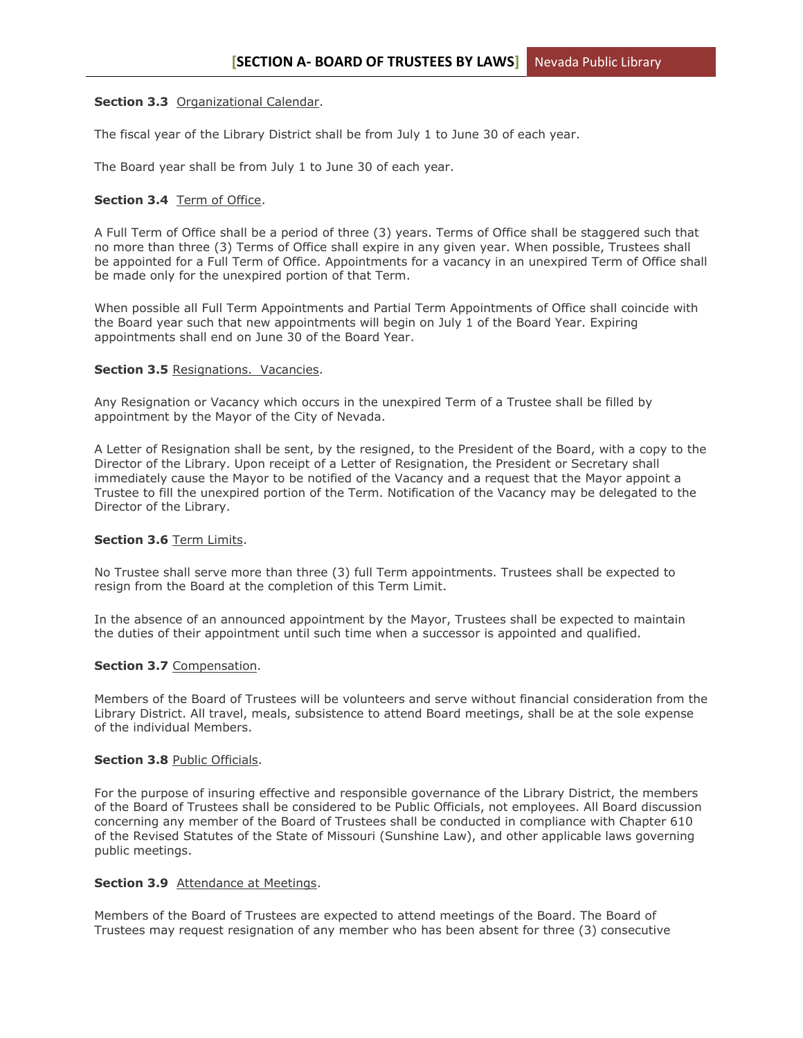**Section 3.3** Organizational Calendar.

The fiscal year of the Library District shall be from July 1 to June 30 of each year.

The Board year shall be from July 1 to June 30 of each year.

**Section 3.4** Term of Office.

A Full Term of Office shall be a period of three (3) years. Terms of Office shall be staggered such that no more than three (3) Terms of Office shall expire in any given year. When possible, Trustees shall be appointed for a Full Term of Office. Appointments for a vacancy in an unexpired Term of Office shall be made only for the unexpired portion of that Term.

When possible all Full Term Appointments and Partial Term Appointments of Office shall coincide with the Board year such that new appointments will begin on July 1 of the Board Year. Expiring appointments shall end on June 30 of the Board Year.

**Section 3.5** Resignations. Vacancies.

Any Resignation or Vacancy which occurs in the unexpired Term of a Trustee shall be filled by appointment by the Mayor of the City of Nevada.

A Letter of Resignation shall be sent, by the resigned, to the President of the Board, with a copy to the Director of the Library. Upon receipt of a Letter of Resignation, the President or Secretary shall immediately cause the Mayor to be notified of the Vacancy and a request that the Mayor appoint a Trustee to fill the unexpired portion of the Term. Notification of the Vacancy may be delegated to the Director of the Library.

**Section 3.6** Term Limits.

No Trustee shall serve more than three (3) full Term appointments. Trustees shall be expected to resign from the Board at the completion of this Term Limit.

In the absence of an announced appointment by the Mayor, Trustees shall be expected to maintain the duties of their appointment until such time when a successor is appointed and qualified.

**Section 3.7** Compensation.

Members of the Board of Trustees will be volunteers and serve without financial consideration from the Library District. All travel, meals, subsistence to attend Board meetings, shall be at the sole expense of the individual Members.

**Section 3.8** Public Officials.

For the purpose of insuring effective and responsible governance of the Library District, the members of the Board of Trustees shall be considered to be Public Officials, not employees. All Board discussion concerning any member of the Board of Trustees shall be conducted in compliance with Chapter 610 of the Revised Statutes of the State of Missouri (Sunshine Law), and other applicable laws governing public meetings.

**Section 3.9** Attendance at Meetings.

Members of the Board of Trustees are expected to attend meetings of the Board. The Board of Trustees may request resignation of any member who has been absent for three (3) consecutive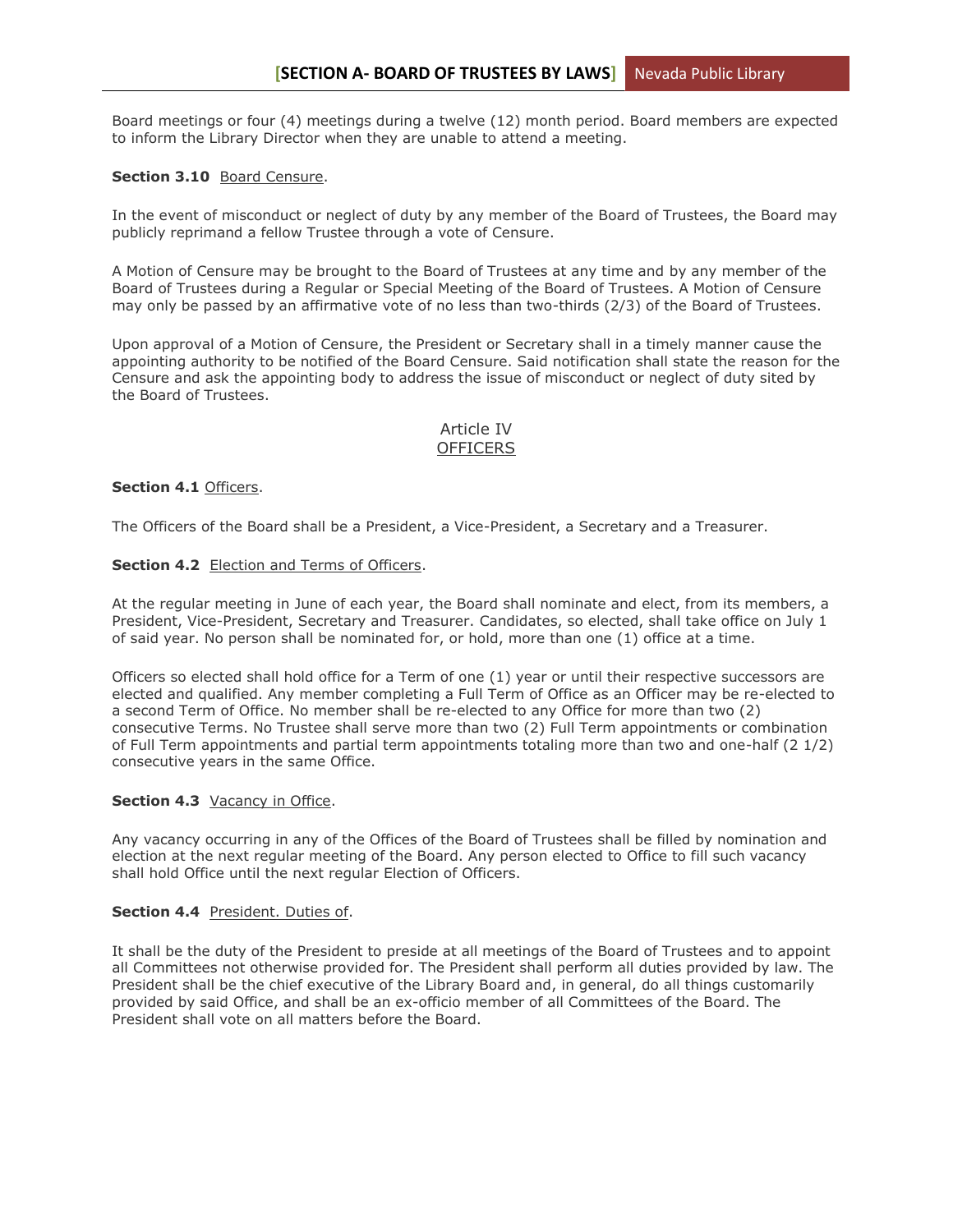Board meetings or four (4) meetings during a twelve (12) month period. Board members are expected to inform the Library Director when they are unable to attend a meeting.

**Section 3.10** Board Censure.

In the event of misconduct or neglect of duty by any member of the Board of Trustees, the Board may publicly reprimand a fellow Trustee through a vote of Censure.

A Motion of Censure may be brought to the Board of Trustees at any time and by any member of the Board of Trustees during a Regular or Special Meeting of the Board of Trustees. A Motion of Censure may only be passed by an affirmative vote of no less than two-thirds (2/3) of the Board of Trustees.

Upon approval of a Motion of Censure, the President or Secretary shall in a timely manner cause the appointing authority to be notified of the Board Censure. Said notification shall state the reason for the Censure and ask the appointing body to address the issue of misconduct or neglect of duty sited by the Board of Trustees.

## Article IV
## OFFICERS

**Section 4.1** Officers.

The Officers of the Board shall be a President, a Vice-President, a Secretary and a Treasurer.

**Section 4.2** Election and Terms of Officers.

At the regular meeting in June of each year, the Board shall nominate and elect, from its members, a President, Vice-President, Secretary and Treasurer. Candidates, so elected, shall take office on July 1 of said year. No person shall be nominated for, or hold, more than one (1) office at a time.

Officers so elected shall hold office for a Term of one (1) year or until their respective successors are elected and qualified. Any member completing a Full Term of Office as an Officer may be re-elected to a second Term of Office. No member shall be re-elected to any Office for more than two (2) consecutive Terms. No Trustee shall serve more than two (2) Full Term appointments or combination of Full Term appointments and partial term appointments totaling more than two and one-half (2 1/2) consecutive years in the same Office.

**Section 4.3** Vacancy in Office.

Any vacancy occurring in any of the Offices of the Board of Trustees shall be filled by nomination and election at the next regular meeting of the Board. Any person elected to Office to fill such vacancy shall hold Office until the next regular Election of Officers.

**Section 4.4** President. Duties of.

It shall be the duty of the President to preside at all meetings of the Board of Trustees and to appoint all Committees not otherwise provided for. The President shall perform all duties provided by law. The President shall be the chief executive of the Library Board and, in general, do all things customarily provided by said Office, and shall be an ex-officio member of all Committees of the Board. The President shall vote on all matters before the Board.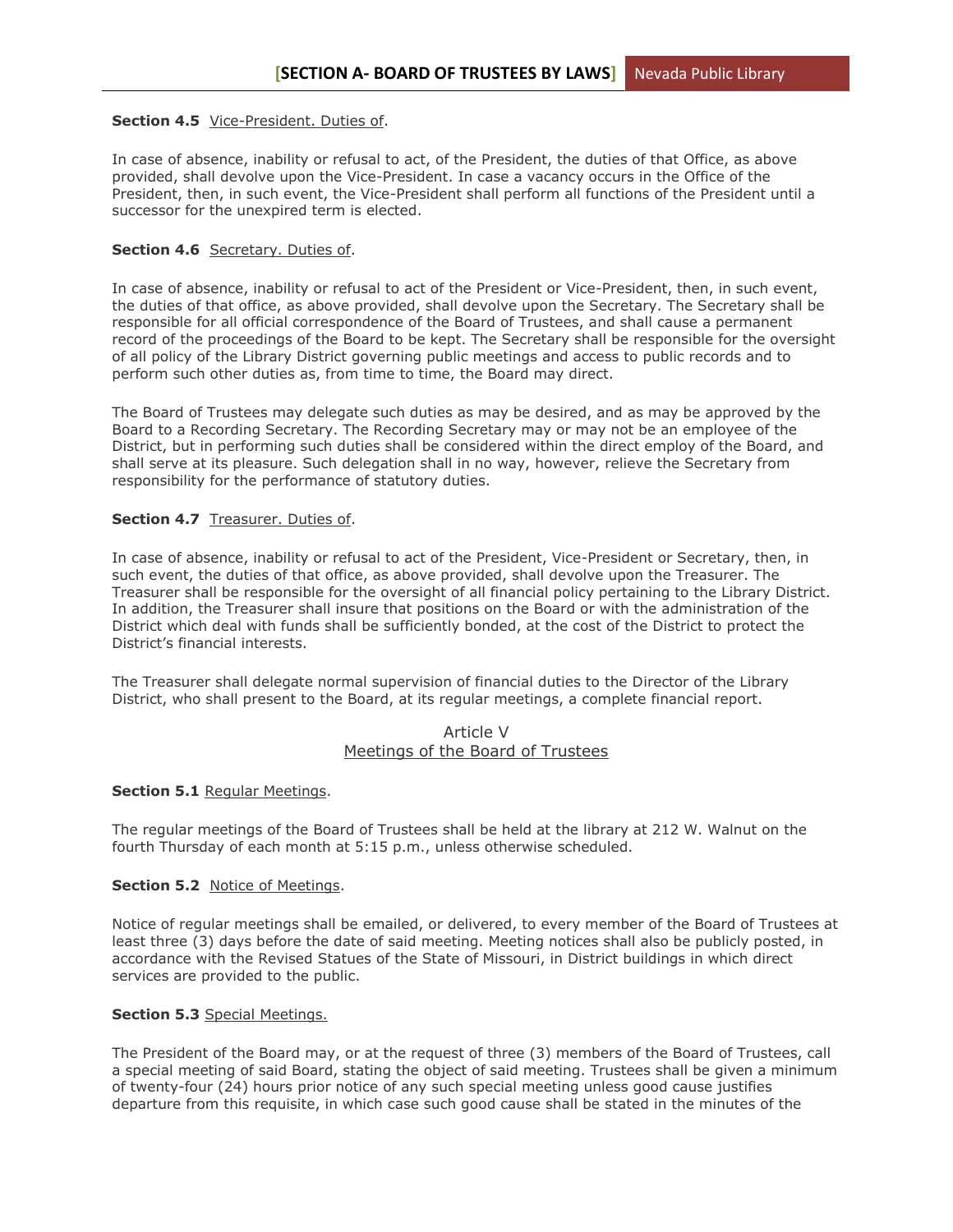**Section 4.5** Vice-President. Duties of.

In case of absence, inability or refusal to act, of the President, the duties of that Office, as above provided, shall devolve upon the Vice-President. In case a vacancy occurs in the Office of the President, then, in such event, the Vice-President shall perform all functions of the President until a successor for the unexpired term is elected.

**Section 4.6** Secretary. Duties of.

In case of absence, inability or refusal to act of the President or Vice-President, then, in such event, the duties of that office, as above provided, shall devolve upon the Secretary. The Secretary shall be responsible for all official correspondence of the Board of Trustees, and shall cause a permanent record of the proceedings of the Board to be kept. The Secretary shall be responsible for the oversight of all policy of the Library District governing public meetings and access to public records and to perform such other duties as, from time to time, the Board may direct.

The Board of Trustees may delegate such duties as may be desired, and as may be approved by the Board to a Recording Secretary. The Recording Secretary may or may not be an employee of the District, but in performing such duties shall be considered within the direct employ of the Board, and shall serve at its pleasure. Such delegation shall in no way, however, relieve the Secretary from responsibility for the performance of statutory duties.

**Section 4.7** Treasurer. Duties of.

In case of absence, inability or refusal to act of the President, Vice-President or Secretary, then, in such event, the duties of that office, as above provided, shall devolve upon the Treasurer. The Treasurer shall be responsible for the oversight of all financial policy pertaining to the Library District. In addition, the Treasurer shall insure that positions on the Board or with the administration of the District which deal with funds shall be sufficiently bonded, at the cost of the District to protect the District's financial interests.

The Treasurer shall delegate normal supervision of financial duties to the Director of the Library District, who shall present to the Board, at its regular meetings, a complete financial report.

## Article V
## Meetings of the Board of Trustees

**Section 5.1** Regular Meetings.

The regular meetings of the Board of Trustees shall be held at the library at 212 W. Walnut on the fourth Thursday of each month at 5:15 p.m., unless otherwise scheduled.

**Section 5.2** Notice of Meetings.

Notice of regular meetings shall be emailed, or delivered, to every member of the Board of Trustees at least three (3) days before the date of said meeting. Meeting notices shall also be publicly posted, in accordance with the Revised Statues of the State of Missouri, in District buildings in which direct services are provided to the public.

**Section 5.3** Special Meetings.

The President of the Board may, or at the request of three (3) members of the Board of Trustees, call a special meeting of said Board, stating the object of said meeting. Trustees shall be given a minimum of twenty-four (24) hours prior notice of any such special meeting unless good cause justifies departure from this requisite, in which case such good cause shall be stated in the minutes of the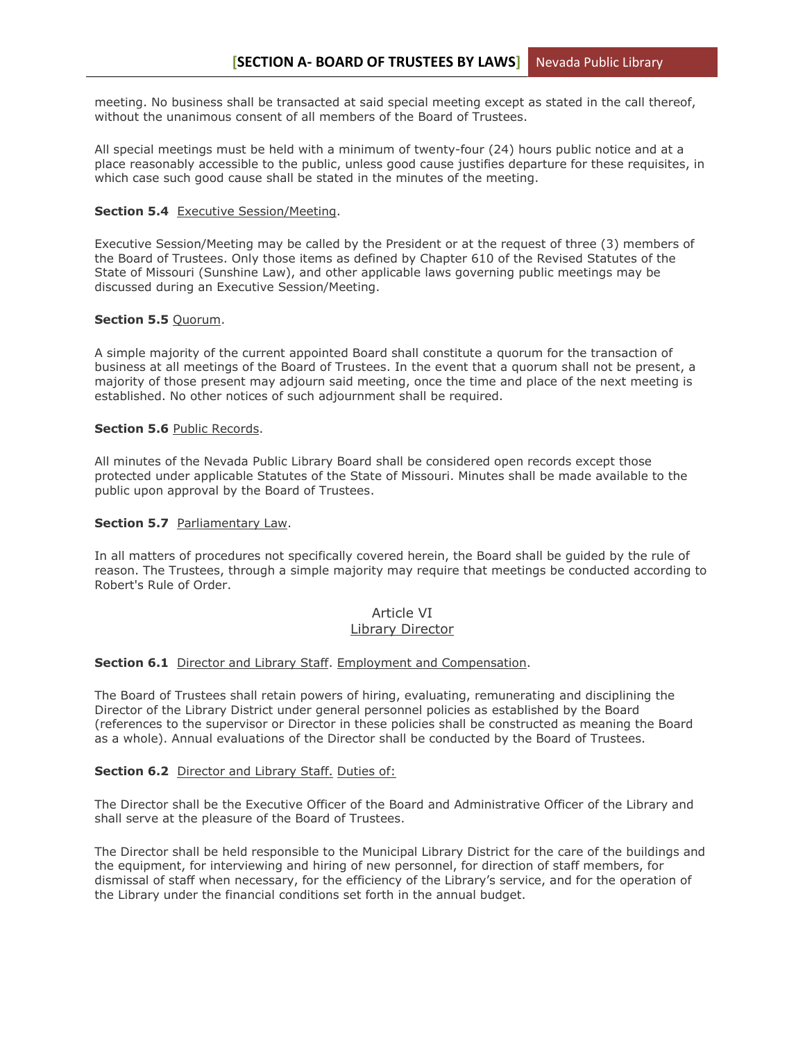meeting. No business shall be transacted at said special meeting except as stated in the call thereof, without the unanimous consent of all members of the Board of Trustees.

All special meetings must be held with a minimum of twenty-four (24) hours public notice and at a place reasonably accessible to the public, unless good cause justifies departure for these requisites, in which case such good cause shall be stated in the minutes of the meeting.

**Section 5.4** Executive Session/Meeting.

Executive Session/Meeting may be called by the President or at the request of three (3) members of the Board of Trustees. Only those items as defined by Chapter 610 of the Revised Statutes of the State of Missouri (Sunshine Law), and other applicable laws governing public meetings may be discussed during an Executive Session/Meeting.

**Section 5.5** Quorum.

A simple majority of the current appointed Board shall constitute a quorum for the transaction of business at all meetings of the Board of Trustees. In the event that a quorum shall not be present, a majority of those present may adjourn said meeting, once the time and place of the next meeting is established. No other notices of such adjournment shall be required.

**Section 5.6** Public Records.

All minutes of the Nevada Public Library Board shall be considered open records except those protected under applicable Statutes of the State of Missouri. Minutes shall be made available to the public upon approval by the Board of Trustees.

**Section 5.7** Parliamentary Law.

In all matters of procedures not specifically covered herein, the Board shall be guided by the rule of reason. The Trustees, through a simple majority may require that meetings be conducted according to Robert's Rule of Order.

## Article VI
## Library Director

**Section 6.1** Director and Library Staff. Employment and Compensation.

The Board of Trustees shall retain powers of hiring, evaluating, remunerating and disciplining the Director of the Library District under general personnel policies as established by the Board (references to the supervisor or Director in these policies shall be constructed as meaning the Board as a whole). Annual evaluations of the Director shall be conducted by the Board of Trustees.

**Section 6.2** Director and Library Staff. Duties of:

The Director shall be the Executive Officer of the Board and Administrative Officer of the Library and shall serve at the pleasure of the Board of Trustees.

The Director shall be held responsible to the Municipal Library District for the care of the buildings and the equipment, for interviewing and hiring of new personnel, for direction of staff members, for dismissal of staff when necessary, for the efficiency of the Library's service, and for the operation of the Library under the financial conditions set forth in the annual budget.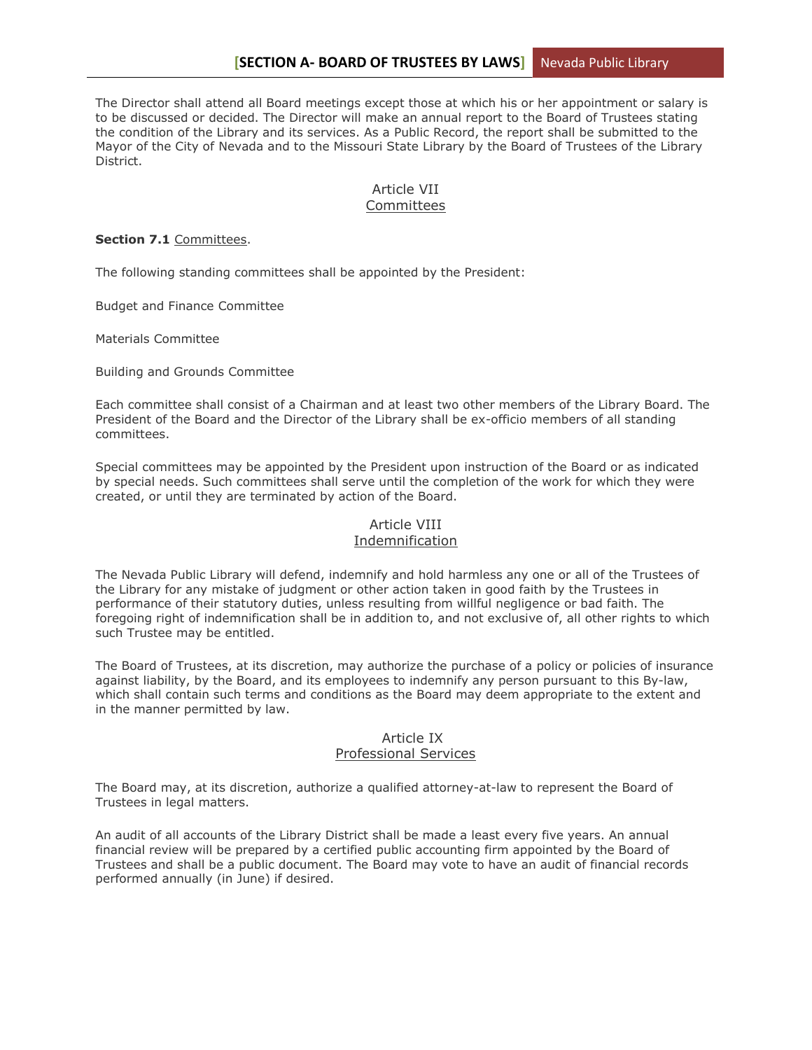The Director shall attend all Board meetings except those at which his or her appointment or salary is to be discussed or decided. The Director will make an annual report to the Board of Trustees stating the condition of the Library and its services. As a Public Record, the report shall be submitted to the Mayor of the City of Nevada and to the Missouri State Library by the Board of Trustees of the Library District.

## Article VII
## Committees

**Section 7.1** Committees.

The following standing committees shall be appointed by the President:

Budget and Finance Committee

Materials Committee

Building and Grounds Committee

Each committee shall consist of a Chairman and at least two other members of the Library Board. The President of the Board and the Director of the Library shall be ex-officio members of all standing committees.

Special committees may be appointed by the President upon instruction of the Board or as indicated by special needs. Such committees shall serve until the completion of the work for which they were created, or until they are terminated by action of the Board.

## Article VIII
## Indemnification

The Nevada Public Library will defend, indemnify and hold harmless any one or all of the Trustees of the Library for any mistake of judgment or other action taken in good faith by the Trustees in performance of their statutory duties, unless resulting from willful negligence or bad faith. The foregoing right of indemnification shall be in addition to, and not exclusive of, all other rights to which such Trustee may be entitled.

The Board of Trustees, at its discretion, may authorize the purchase of a policy or policies of insurance against liability, by the Board, and its employees to indemnify any person pursuant to this By-law, which shall contain such terms and conditions as the Board may deem appropriate to the extent and in the manner permitted by law.

## Article IX
## Professional Services

The Board may, at its discretion, authorize a qualified attorney-at-law to represent the Board of Trustees in legal matters.

An audit of all accounts of the Library District shall be made a least every five years. An annual financial review will be prepared by a certified public accounting firm appointed by the Board of Trustees and shall be a public document. The Board may vote to have an audit of financial records performed annually (in June) if desired.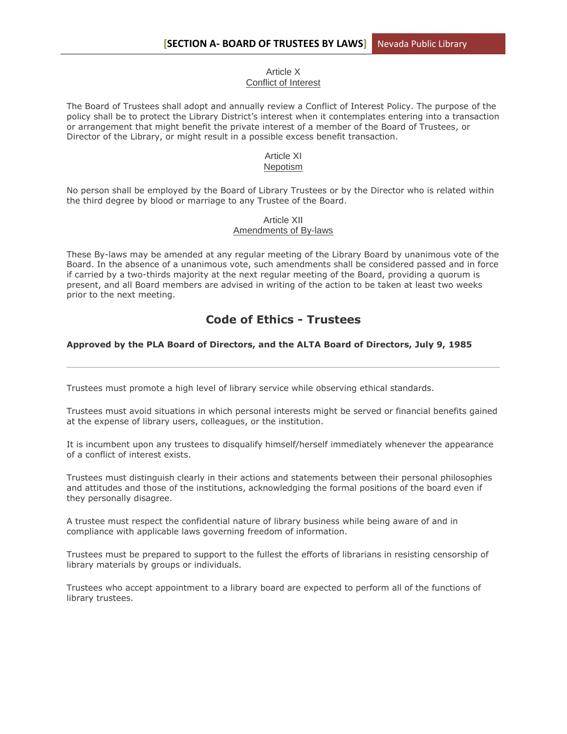## Article X
### Conflict of Interest

The Board of Trustees shall adopt and annually review a Conflict of Interest Policy. The purpose of the policy shall be to protect the Library District's interest when it contemplates entering into a transaction or arrangement that might benefit the private interest of a member of the Board of Trustees, or Director of the Library, or might result in a possible excess benefit transaction.

## Article XI
### Nepotism

No person shall be employed by the Board of Library Trustees or by the Director who is related within the third degree by blood or marriage to any Trustee of the Board.

## Article XII
### Amendments of By-laws

These By-laws may be amended at any regular meeting of the Library Board by unanimous vote of the Board. In the absence of a unanimous vote, such amendments shall be considered passed and in force if carried by a two-thirds majority at the next regular meeting of the Board, providing a quorum is present, and all Board members are advised in writing of the action to be taken at least two weeks prior to the next meeting.

# Code of Ethics - Trustees

**Approved by the PLA Board of Directors, and the ALTA Board of Directors, July 9, 1985**

---

Trustees must promote a high level of library service while observing ethical standards.

Trustees must avoid situations in which personal interests might be served or financial benefits gained at the expense of library users, colleagues, or the institution.

It is incumbent upon any trustees to disqualify himself/herself immediately whenever the appearance of a conflict of interest exists.

Trustees must distinguish clearly in their actions and statements between their personal philosophies and attitudes and those of the institutions, acknowledging the formal positions of the board even if they personally disagree.

A trustee must respect the confidential nature of library business while being aware of and in compliance with applicable laws governing freedom of information.

Trustees must be prepared to support to the fullest the efforts of librarians in resisting censorship of library materials by groups or individuals.

Trustees who accept appointment to a library board are expected to perform all of the functions of library trustees.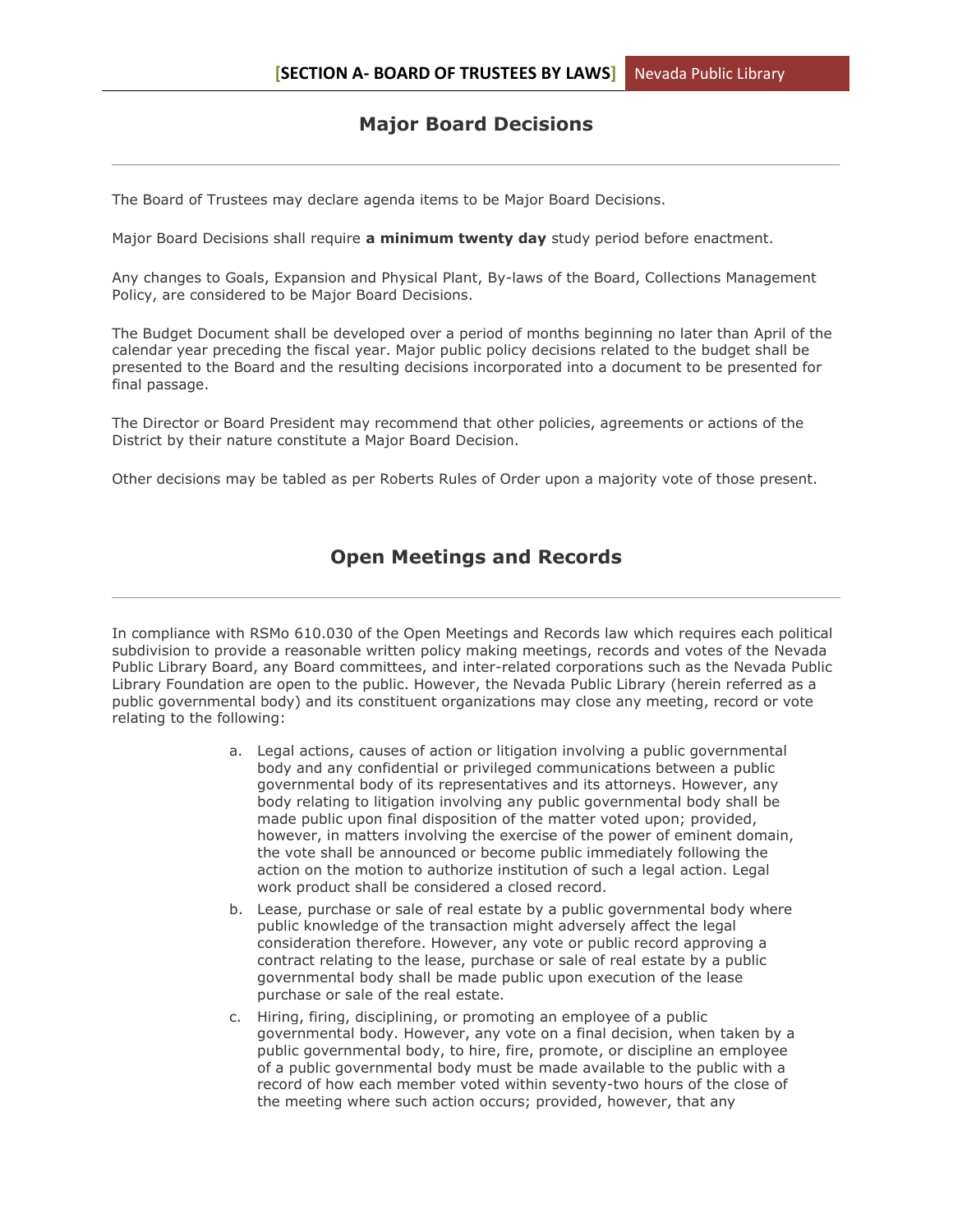## Major Board Decisions

The Board of Trustees may declare agenda items to be Major Board Decisions.

Major Board Decisions shall require **a minimum twenty day** study period before enactment.

Any changes to Goals, Expansion and Physical Plant, By-laws of the Board, Collections Management Policy, are considered to be Major Board Decisions.

The Budget Document shall be developed over a period of months beginning no later than April of the calendar year preceding the fiscal year. Major public policy decisions related to the budget shall be presented to the Board and the resulting decisions incorporated into a document to be presented for final passage.

The Director or Board President may recommend that other policies, agreements or actions of the District by their nature constitute a Major Board Decision.

Other decisions may be tabled as per Roberts Rules of Order upon a majority vote of those present.

## Open Meetings and Records

In compliance with RSMo 610.030 of the Open Meetings and Records law which requires each political subdivision to provide a reasonable written policy making meetings, records and votes of the Nevada Public Library Board, any Board committees, and inter-related corporations such as the Nevada Public Library Foundation are open to the public. However, the Nevada Public Library (herein referred as a public governmental body) and its constituent organizations may close any meeting, record or vote relating to the following:

a. Legal actions, causes of action or litigation involving a public governmental body and any confidential or privileged communications between a public governmental body of its representatives and its attorneys. However, any body relating to litigation involving any public governmental body shall be made public upon final disposition of the matter voted upon; provided, however, in matters involving the exercise of the power of eminent domain, the vote shall be announced or become public immediately following the action on the motion to authorize institution of such a legal action. Legal work product shall be considered a closed record.
b. Lease, purchase or sale of real estate by a public governmental body where public knowledge of the transaction might adversely affect the legal consideration therefore. However, any vote or public record approving a contract relating to the lease, purchase or sale of real estate by a public governmental body shall be made public upon execution of the lease purchase or sale of the real estate.
c. Hiring, firing, disciplining, or promoting an employee of a public governmental body. However, any vote on a final decision, when taken by a public governmental body, to hire, fire, promote, or discipline an employee of a public governmental body must be made available to the public with a record of how each member voted within seventy-two hours of the close of the meeting where such action occurs; provided, however, that any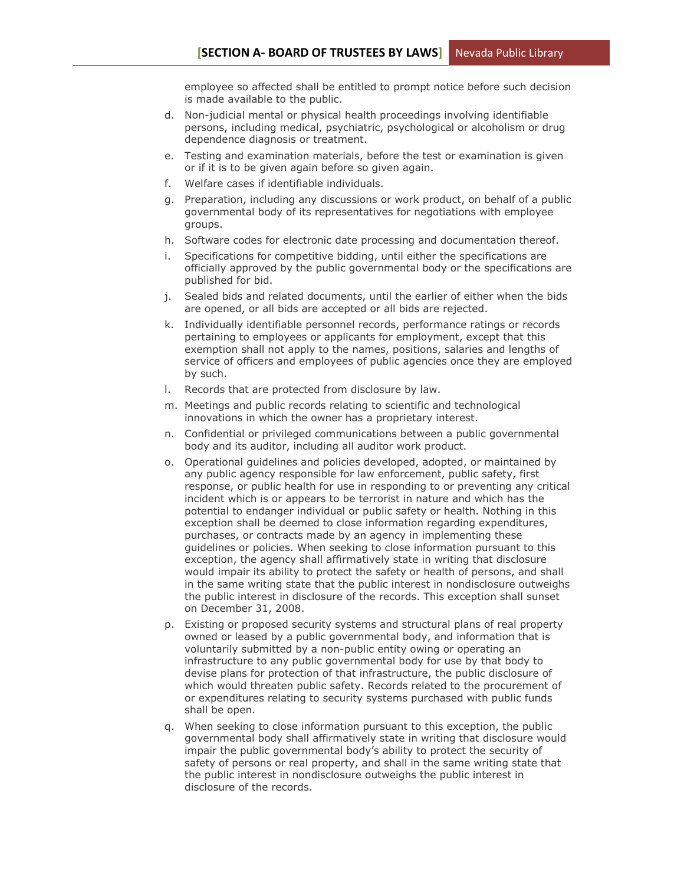employee so affected shall be entitled to prompt notice before such decision is made available to the public.

d. Non-judicial mental or physical health proceedings involving identifiable persons, including medical, psychiatric, psychological or alcoholism or drug dependence diagnosis or treatment.

e. Testing and examination materials, before the test or examination is given or if it is to be given again before so given again.

f. Welfare cases if identifiable individuals.

g. Preparation, including any discussions or work product, on behalf of a public governmental body of its representatives for negotiations with employee groups.

h. Software codes for electronic date processing and documentation thereof.

i. Specifications for competitive bidding, until either the specifications are officially approved by the public governmental body or the specifications are published for bid.

j. Sealed bids and related documents, until the earlier of either when the bids are opened, or all bids are accepted or all bids are rejected.

k. Individually identifiable personnel records, performance ratings or records pertaining to employees or applicants for employment, except that this exemption shall not apply to the names, positions, salaries and lengths of service of officers and employees of public agencies once they are employed by such.

l. Records that are protected from disclosure by law.

m. Meetings and public records relating to scientific and technological innovations in which the owner has a proprietary interest.

n. Confidential or privileged communications between a public governmental body and its auditor, including all auditor work product.

o. Operational guidelines and policies developed, adopted, or maintained by any public agency responsible for law enforcement, public safety, first response, or public health for use in responding to or preventing any critical incident which is or appears to be terrorist in nature and which has the potential to endanger individual or public safety or health. Nothing in this exception shall be deemed to close information regarding expenditures, purchases, or contracts made by an agency in implementing these guidelines or policies. When seeking to close information pursuant to this exception, the agency shall affirmatively state in writing that disclosure would impair its ability to protect the safety or health of persons, and shall in the same writing state that the public interest in nondisclosure outweighs the public interest in disclosure of the records. This exception shall sunset on December 31, 2008.

p. Existing or proposed security systems and structural plans of real property owned or leased by a public governmental body, and information that is voluntarily submitted by a non-public entity owing or operating an infrastructure to any public governmental body for use by that body to devise plans for protection of that infrastructure, the public disclosure of which would threaten public safety. Records related to the procurement of or expenditures relating to security systems purchased with public funds shall be open.

q. When seeking to close information pursuant to this exception, the public governmental body shall affirmatively state in writing that disclosure would impair the public governmental body's ability to protect the security of safety of persons or real property, and shall in the same writing state that the public interest in nondisclosure outweighs the public interest in disclosure of the records.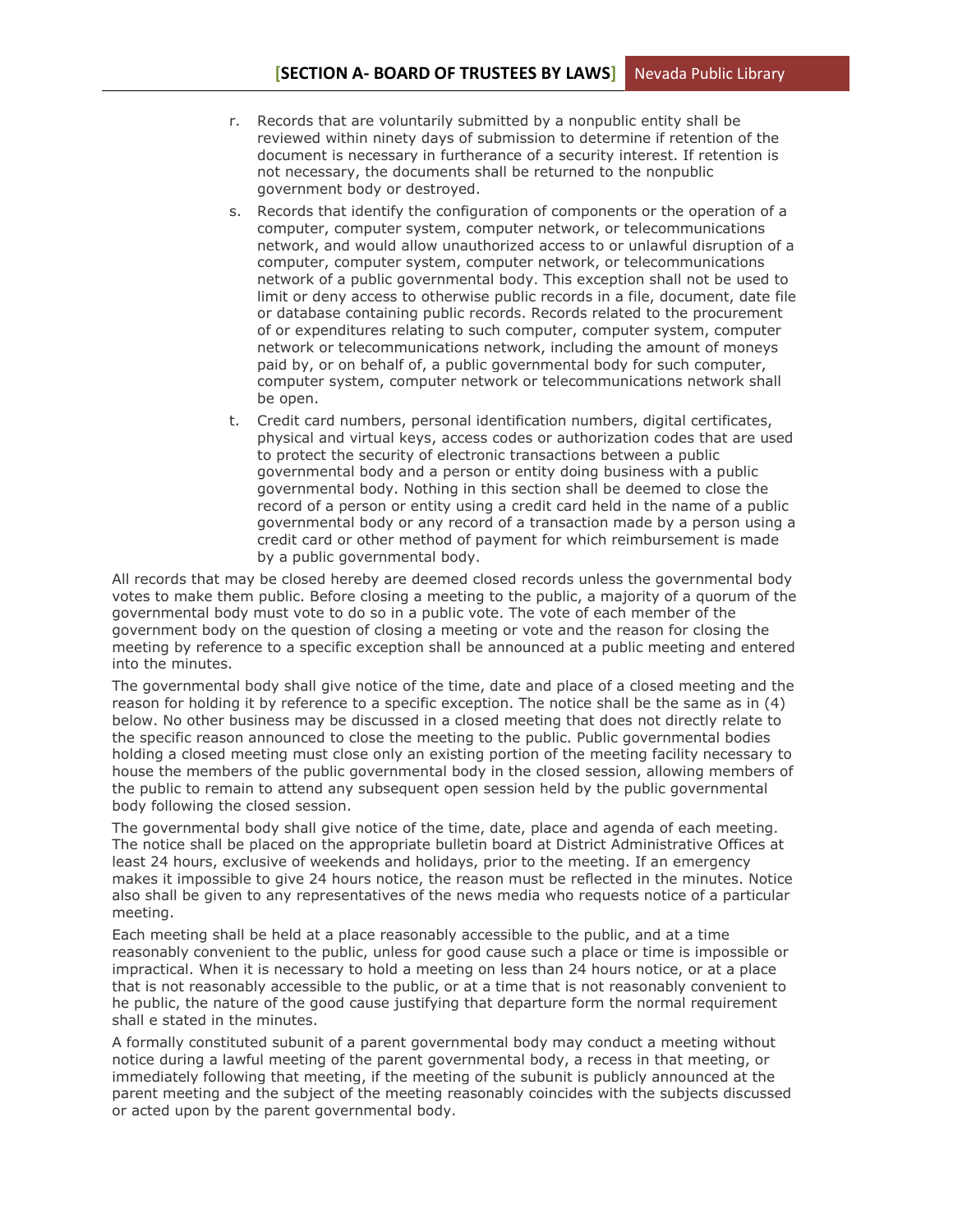r. Records that are voluntarily submitted by a nonpublic entity shall be reviewed within ninety days of submission to determine if retention of the document is necessary in furtherance of a security interest. If retention is not necessary, the documents shall be returned to the nonpublic government body or destroyed.

s. Records that identify the configuration of components or the operation of a computer, computer system, computer network, or telecommunications network, and would allow unauthorized access to or unlawful disruption of a computer, computer system, computer network, or telecommunications network of a public governmental body. This exception shall not be used to limit or deny access to otherwise public records in a file, document, date file or database containing public records. Records related to the procurement of or expenditures relating to such computer, computer system, computer network or telecommunications network, including the amount of moneys paid by, or on behalf of, a public governmental body for such computer, computer system, computer network or telecommunications network shall be open.

t. Credit card numbers, personal identification numbers, digital certificates, physical and virtual keys, access codes or authorization codes that are used to protect the security of electronic transactions between a public governmental body and a person or entity doing business with a public governmental body. Nothing in this section shall be deemed to close the record of a person or entity using a credit card held in the name of a public governmental body or any record of a transaction made by a person using a credit card or other method of payment for which reimbursement is made by a public governmental body.

All records that may be closed hereby are deemed closed records unless the governmental body votes to make them public. Before closing a meeting to the public, a majority of a quorum of the governmental body must vote to do so in a public vote. The vote of each member of the government body on the question of closing a meeting or vote and the reason for closing the meeting by reference to a specific exception shall be announced at a public meeting and entered into the minutes.

The governmental body shall give notice of the time, date and place of a closed meeting and the reason for holding it by reference to a specific exception. The notice shall be the same as in (4) below. No other business may be discussed in a closed meeting that does not directly relate to the specific reason announced to close the meeting to the public. Public governmental bodies holding a closed meeting must close only an existing portion of the meeting facility necessary to house the members of the public governmental body in the closed session, allowing members of the public to remain to attend any subsequent open session held by the public governmental body following the closed session.

The governmental body shall give notice of the time, date, place and agenda of each meeting. The notice shall be placed on the appropriate bulletin board at District Administrative Offices at least 24 hours, exclusive of weekends and holidays, prior to the meeting. If an emergency makes it impossible to give 24 hours notice, the reason must be reflected in the minutes. Notice also shall be given to any representatives of the news media who requests notice of a particular meeting.

Each meeting shall be held at a place reasonably accessible to the public, and at a time reasonably convenient to the public, unless for good cause such a place or time is impossible or impractical. When it is necessary to hold a meeting on less than 24 hours notice, or at a place that is not reasonably accessible to the public, or at a time that is not reasonably convenient to he public, the nature of the good cause justifying that departure form the normal requirement shall e stated in the minutes.

A formally constituted subunit of a parent governmental body may conduct a meeting without notice during a lawful meeting of the parent governmental body, a recess in that meeting, or immediately following that meeting, if the meeting of the subunit is publicly announced at the parent meeting and the subject of the meeting reasonably coincides with the subjects discussed or acted upon by the parent governmental body.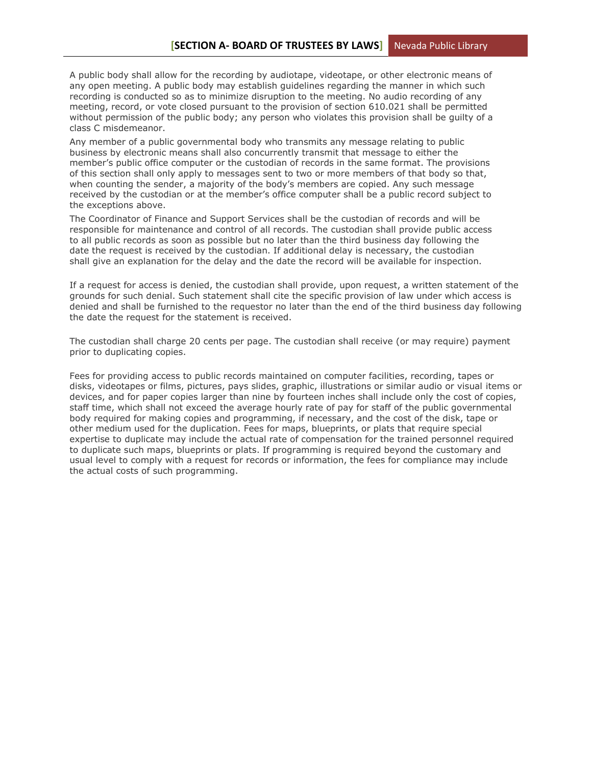A public body shall allow for the recording by audiotape, videotape, or other electronic means of any open meeting. A public body may establish guidelines regarding the manner in which such recording is conducted so as to minimize disruption to the meeting. No audio recording of any meeting, record, or vote closed pursuant to the provision of section 610.021 shall be permitted without permission of the public body; any person who violates this provision shall be guilty of a class C misdemeanor.

Any member of a public governmental body who transmits any message relating to public business by electronic means shall also concurrently transmit that message to either the member's public office computer or the custodian of records in the same format. The provisions of this section shall only apply to messages sent to two or more members of that body so that, when counting the sender, a majority of the body's members are copied. Any such message received by the custodian or at the member's office computer shall be a public record subject to the exceptions above.

The Coordinator of Finance and Support Services shall be the custodian of records and will be responsible for maintenance and control of all records. The custodian shall provide public access to all public records as soon as possible but no later than the third business day following the date the request is received by the custodian. If additional delay is necessary, the custodian shall give an explanation for the delay and the date the record will be available for inspection.

If a request for access is denied, the custodian shall provide, upon request, a written statement of the grounds for such denial. Such statement shall cite the specific provision of law under which access is denied and shall be furnished to the requestor no later than the end of the third business day following the date the request for the statement is received.

The custodian shall charge 20 cents per page. The custodian shall receive (or may require) payment prior to duplicating copies.

Fees for providing access to public records maintained on computer facilities, recording, tapes or disks, videotapes or films, pictures, pays slides, graphic, illustrations or similar audio or visual items or devices, and for paper copies larger than nine by fourteen inches shall include only the cost of copies, staff time, which shall not exceed the average hourly rate of pay for staff of the public governmental body required for making copies and programming, if necessary, and the cost of the disk, tape or other medium used for the duplication. Fees for maps, blueprints, or plats that require special expertise to duplicate may include the actual rate of compensation for the trained personnel required to duplicate such maps, blueprints or plats. If programming is required beyond the customary and usual level to comply with a request for records or information, the fees for compliance may include the actual costs of such programming.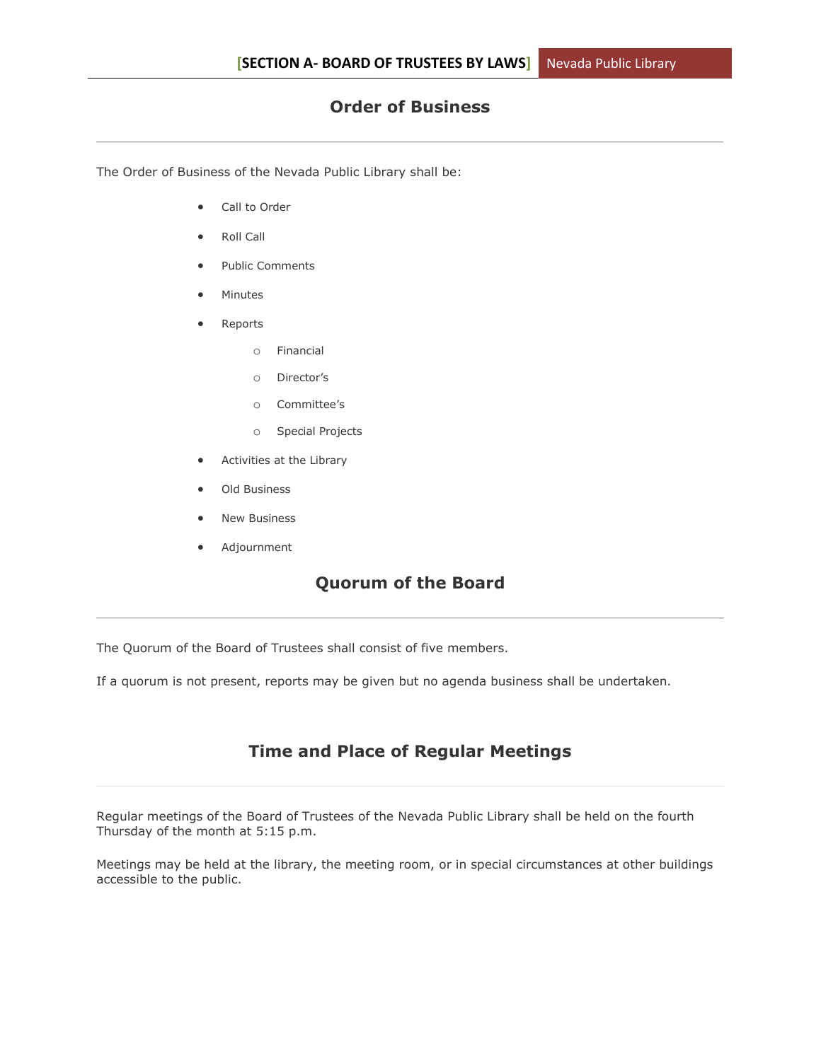## Order of Business

The Order of Business of the Nevada Public Library shall be:

- Call to Order
- Roll Call
- Public Comments
- Minutes
- Reports
  - Financial
  - Director's
  - Committee's
  - Special Projects
- Activities at the Library
- Old Business
- New Business
- Adjournment

## Quorum of the Board

The Quorum of the Board of Trustees shall consist of five members.

If a quorum is not present, reports may be given but no agenda business shall be undertaken.

## Time and Place of Regular Meetings

Regular meetings of the Board of Trustees of the Nevada Public Library shall be held on the fourth Thursday of the month at 5:15 p.m.

Meetings may be held at the library, the meeting room, or in special circumstances at other buildings accessible to the public.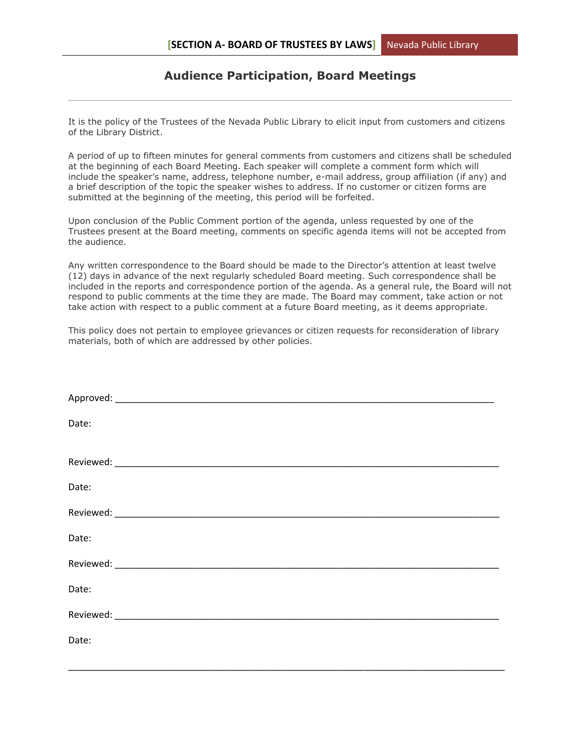## Audience Participation, Board Meetings

---

It is the policy of the Trustees of the Nevada Public Library to elicit input from customers and citizens of the Library District.

A period of up to fifteen minutes for general comments from customers and citizens shall be scheduled at the beginning of each Board Meeting. Each speaker will complete a comment form which will include the speaker's name, address, telephone number, e-mail address, group affiliation (if any) and a brief description of the topic the speaker wishes to address. If no customer or citizen forms are submitted at the beginning of the meeting, this period will be forfeited.

Upon conclusion of the Public Comment portion of the agenda, unless requested by one of the Trustees present at the Board meeting, comments on specific agenda items will not be accepted from the audience.

Any written correspondence to the Board should be made to the Director's attention at least twelve (12) days in advance of the next regularly scheduled Board meeting. Such correspondence shall be included in the reports and correspondence portion of the agenda. As a general rule, the Board will not respond to public comments at the time they are made. The Board may comment, take action or not take action with respect to a public comment at a future Board meeting, as it deems appropriate.

This policy does not pertain to employee grievances or citizen requests for reconsideration of library materials, both of which are addressed by other policies.

Approved: ___________________________________________________________________________

Date:

Reviewed: ___________________________________________________________________________

Date:

Reviewed: ___________________________________________________________________________

Date:

Reviewed: ___________________________________________________________________________

Date:

Reviewed: ___________________________________________________________________________

Date:

---